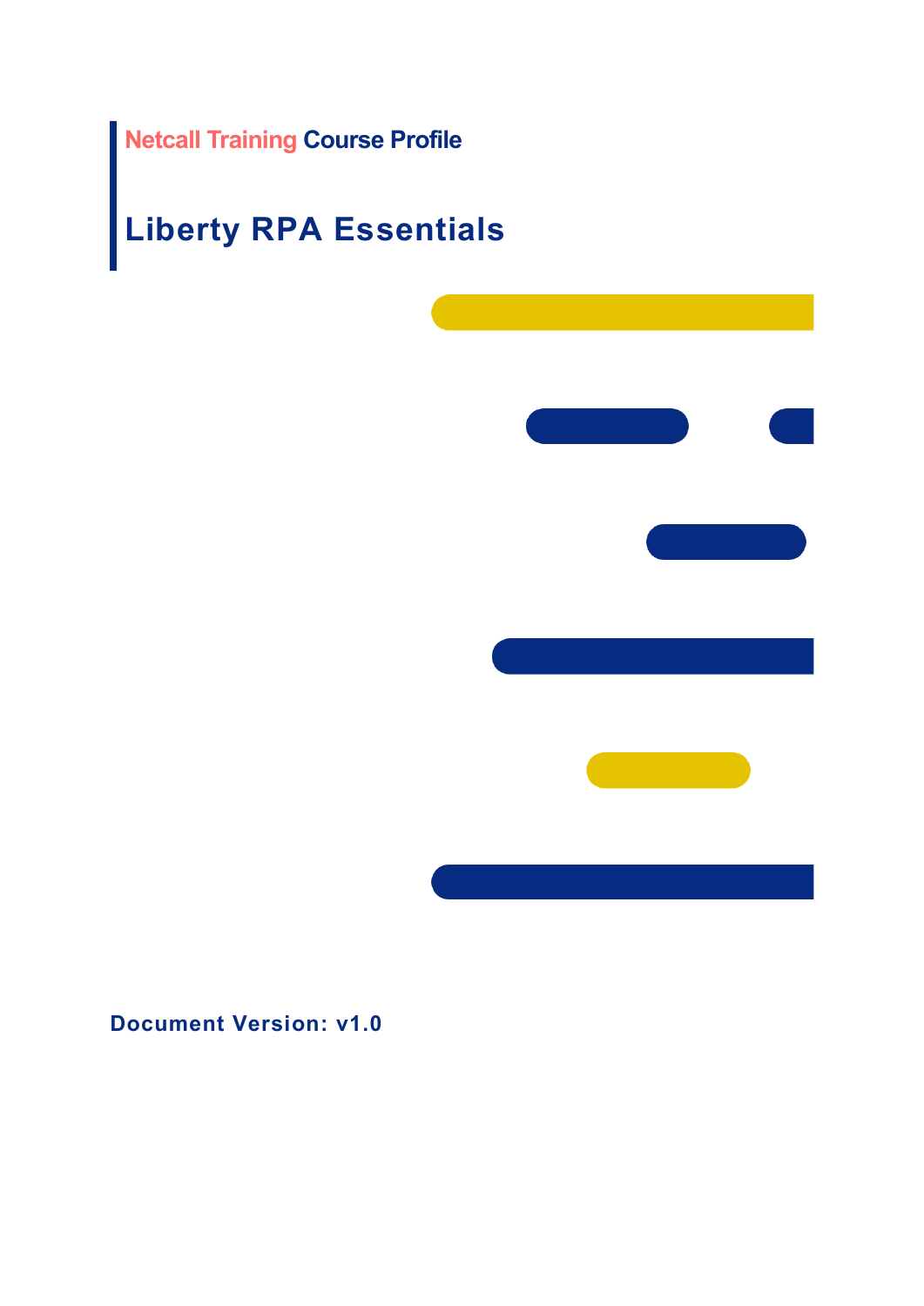Netcall Training **Course Profile**

# Liberty RPA Essentials

**Document Version: v1.0**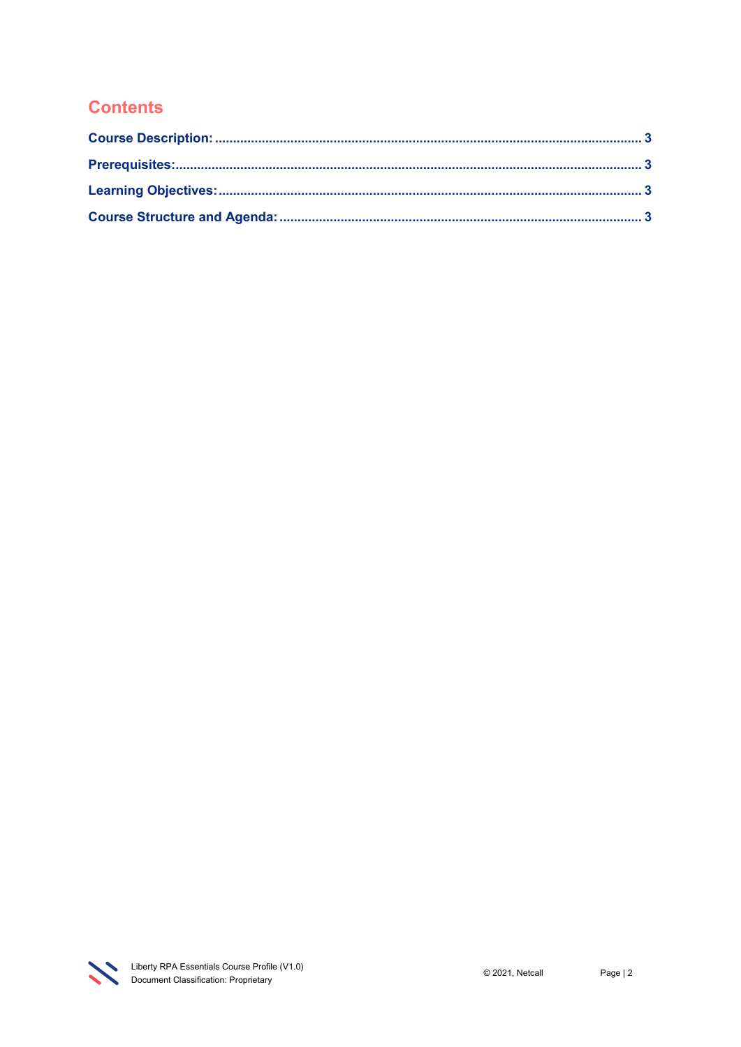# Contents

**Course Description:** ........................................................ 3

**Prerequisites:** ........................................................ 3

**Learning Objectives:** ........................................................ 3

**Course Structure and Agenda:** ........................................................ 3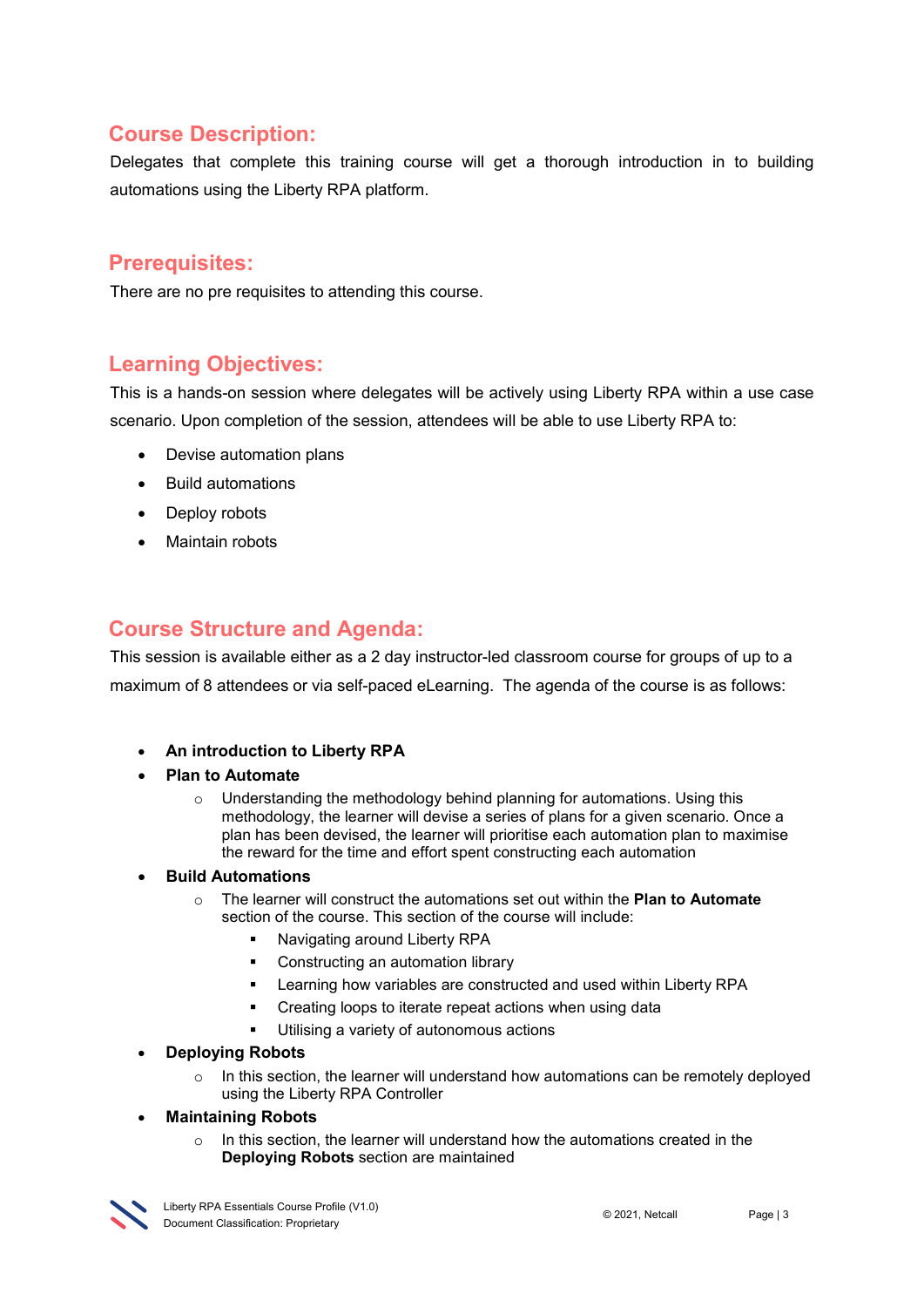## Course Description:

Delegates that complete this training course will get a thorough introduction in to building automations using the Liberty RPA platform.

## Prerequisites:

There are no pre requisites to attending this course.

## Learning Objectives:

This is a hands-on session where delegates will be actively using Liberty RPA within a use case scenario. Upon completion of the session, attendees will be able to use Liberty RPA to:

- Devise automation plans
- Build automations
- Deploy robots
- Maintain robots

## Course Structure and Agenda:

This session is available either as a 2 day instructor-led classroom course for groups of up to a maximum of 8 attendees or via self-paced eLearning. The agenda of the course is as follows:

- **An introduction to Liberty RPA**
- **Plan to Automate**
  - Understanding the methodology behind planning for automations. Using this methodology, the learner will devise a series of plans for a given scenario. Once a plan has been devised, the learner will prioritise each automation plan to maximise the reward for the time and effort spent constructing each automation
- **Build Automations**
  - The learner will construct the automations set out within the **Plan to Automate** section of the course. This section of the course will include:
    - Navigating around Liberty RPA
    - Constructing an automation library
    - Learning how variables are constructed and used within Liberty RPA
    - Creating loops to iterate repeat actions when using data
    - Utilising a variety of autonomous actions
- **Deploying Robots**
  - In this section, the learner will understand how automations can be remotely deployed using the Liberty RPA Controller
- **Maintaining Robots**
  - In this section, the learner will understand how the automations created in the **Deploying Robots** section are maintained